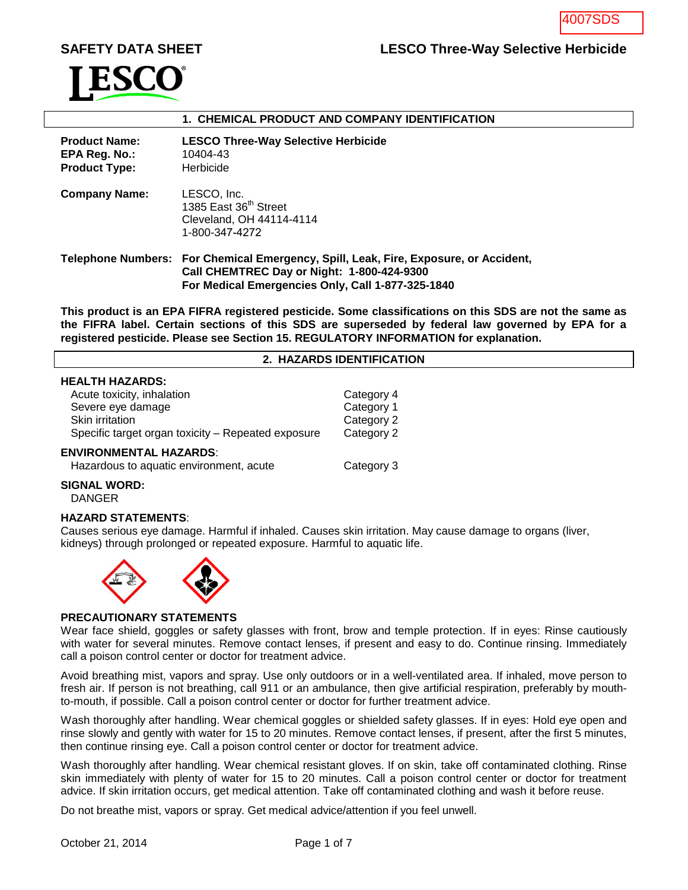4007SDS

**SAFETY DATA SHEET** **LESCO Three-Way Selective Herbicide**

## 1. CHEMICAL PRODUCT AND COMPANY IDENTIFICATION

**Product Name:** **LESCO Three-Way Selective Herbicide**
**EPA Reg. No.:** 10404-43
**Product Type:** Herbicide

**Company Name:** LESCO, Inc.
1385 East 36th Street
Cleveland, OH 44114-4114
1-800-347-4272

**Telephone Numbers:** **For Chemical Emergency, Spill, Leak, Fire, Exposure, or Accident, Call CHEMTREC Day or Night: 1-800-424-9300**
**For Medical Emergencies Only, Call 1-877-325-1840**

**This product is an EPA FIFRA registered pesticide. Some classifications on this SDS are not the same as the FIFRA label. Certain sections of this SDS are superseded by federal law governed by EPA for a registered pesticide. Please see Section 15. REGULATORY INFORMATION for explanation.**

## 2. HAZARDS IDENTIFICATION

**HEALTH HAZARDS:**

| Hazard | Category |
|---|---|
| Acute toxicity, inhalation | Category 4 |
| Severe eye damage | Category 1 |
| Skin irritation | Category 2 |
| Specific target organ toxicity – Repeated exposure | Category 2 |

**ENVIRONMENTAL HAZARDS**:

| Hazard | Category |
|---|---|
| Hazardous to aquatic environment, acute | Category 3 |

**SIGNAL WORD:**
DANGER

**HAZARD STATEMENTS**:
Causes serious eye damage. Harmful if inhaled. Causes skin irritation. May cause damage to organs (liver, kidneys) through prolonged or repeated exposure. Harmful to aquatic life.

**PRECAUTIONARY STATEMENTS**

Wear face shield, goggles or safety glasses with front, brow and temple protection. If in eyes: Rinse cautiously with water for several minutes. Remove contact lenses, if present and easy to do. Continue rinsing. Immediately call a poison control center or doctor for treatment advice.

Avoid breathing mist, vapors and spray. Use only outdoors or in a well-ventilated area. If inhaled, move person to fresh air. If person is not breathing, call 911 or an ambulance, then give artificial respiration, preferably by mouth-to-mouth, if possible. Call a poison control center or doctor for further treatment advice.

Wash thoroughly after handling. Wear chemical goggles or shielded safety glasses. If in eyes: Hold eye open and rinse slowly and gently with water for 15 to 20 minutes. Remove contact lenses, if present, after the first 5 minutes, then continue rinsing eye. Call a poison control center or doctor for treatment advice.

Wash thoroughly after handling. Wear chemical resistant gloves. If on skin, take off contaminated clothing. Rinse skin immediately with plenty of water for 15 to 20 minutes. Call a poison control center or doctor for treatment advice. If skin irritation occurs, get medical attention. Take off contaminated clothing and wash it before reuse.

Do not breathe mist, vapors or spray. Get medical advice/attention if you feel unwell.

October 21, 2014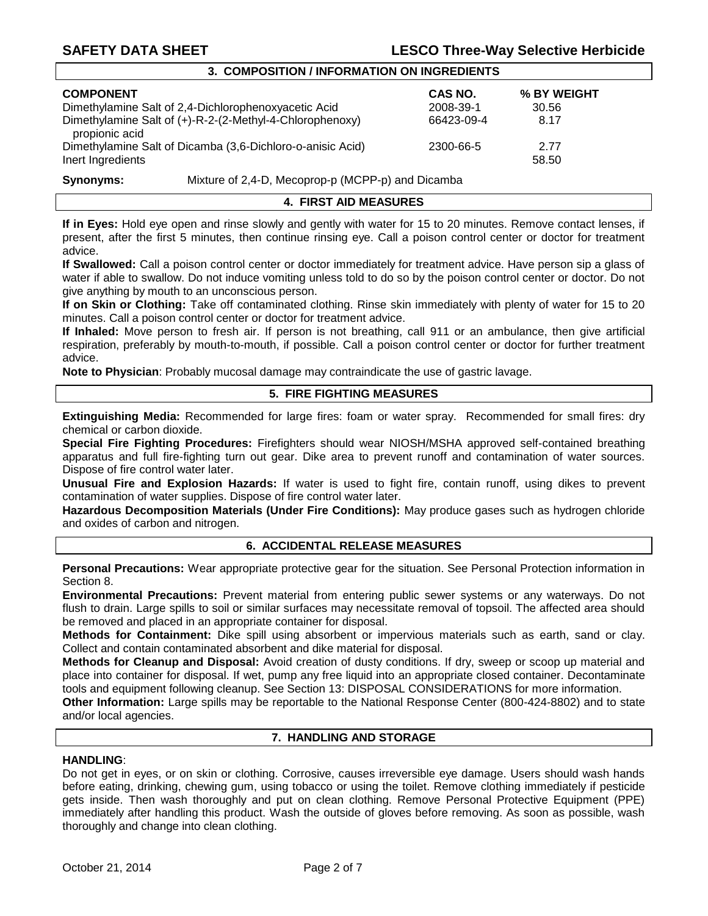## 3. COMPOSITION / INFORMATION ON INGREDIENTS

| COMPONENT | CAS NO. | % BY WEIGHT |
|---|---|---|
| Dimethylamine Salt of 2,4-Dichlorophenoxyacetic Acid | 2008-39-1 | 30.56 |
| Dimethylamine Salt of (+)-R-2-(2-Methyl-4-Chlorophenoxy) propionic acid | 66423-09-4 | 8.17 |
| Dimethylamine Salt of Dicamba (3,6-Dichloro-o-anisic Acid) | 2300-66-5 | 2.77 |
| Inert Ingredients | | 58.50 |

**Synonyms:** Mixture of 2,4-D, Mecoprop-p (MCPP-p) and Dicamba

## 4. FIRST AID MEASURES

**If in Eyes:** Hold eye open and rinse slowly and gently with water for 15 to 20 minutes. Remove contact lenses, if present, after the first 5 minutes, then continue rinsing eye. Call a poison control center or doctor for treatment advice.

**If Swallowed:** Call a poison control center or doctor immediately for treatment advice. Have person sip a glass of water if able to swallow. Do not induce vomiting unless told to do so by the poison control center or doctor. Do not give anything by mouth to an unconscious person.

**If on Skin or Clothing:** Take off contaminated clothing. Rinse skin immediately with plenty of water for 15 to 20 minutes. Call a poison control center or doctor for treatment advice.

**If Inhaled:** Move person to fresh air. If person is not breathing, call 911 or an ambulance, then give artificial respiration, preferably by mouth-to-mouth, if possible. Call a poison control center or doctor for further treatment advice.

**Note to Physician**: Probably mucosal damage may contraindicate the use of gastric lavage.

## 5. FIRE FIGHTING MEASURES

**Extinguishing Media:** Recommended for large fires: foam or water spray. Recommended for small fires: dry chemical or carbon dioxide.

**Special Fire Fighting Procedures:** Firefighters should wear NIOSH/MSHA approved self-contained breathing apparatus and full fire-fighting turn out gear. Dike area to prevent runoff and contamination of water sources. Dispose of fire control water later.

**Unusual Fire and Explosion Hazards:** If water is used to fight fire, contain runoff, using dikes to prevent contamination of water supplies. Dispose of fire control water later.

**Hazardous Decomposition Materials (Under Fire Conditions):** May produce gases such as hydrogen chloride and oxides of carbon and nitrogen.

## 6. ACCIDENTAL RELEASE MEASURES

**Personal Precautions:** Wear appropriate protective gear for the situation. See Personal Protection information in Section 8.

**Environmental Precautions:** Prevent material from entering public sewer systems or any waterways. Do not flush to drain. Large spills to soil or similar surfaces may necessitate removal of topsoil. The affected area should be removed and placed in an appropriate container for disposal.

**Methods for Containment:** Dike spill using absorbent or impervious materials such as earth, sand or clay. Collect and contain contaminated absorbent and dike material for disposal.

**Methods for Cleanup and Disposal:** Avoid creation of dusty conditions. If dry, sweep or scoop up material and place into container for disposal. If wet, pump any free liquid into an appropriate closed container. Decontaminate tools and equipment following cleanup. See Section 13: DISPOSAL CONSIDERATIONS for more information.

**Other Information:** Large spills may be reportable to the National Response Center (800-424-8802) and to state and/or local agencies.

## 7. HANDLING AND STORAGE

**HANDLING**:

Do not get in eyes, or on skin or clothing. Corrosive, causes irreversible eye damage. Users should wash hands before eating, drinking, chewing gum, using tobacco or using the toilet. Remove clothing immediately if pesticide gets inside. Then wash thoroughly and put on clean clothing. Remove Personal Protective Equipment (PPE) immediately after handling this product. Wash the outside of gloves before removing. As soon as possible, wash thoroughly and change into clean clothing.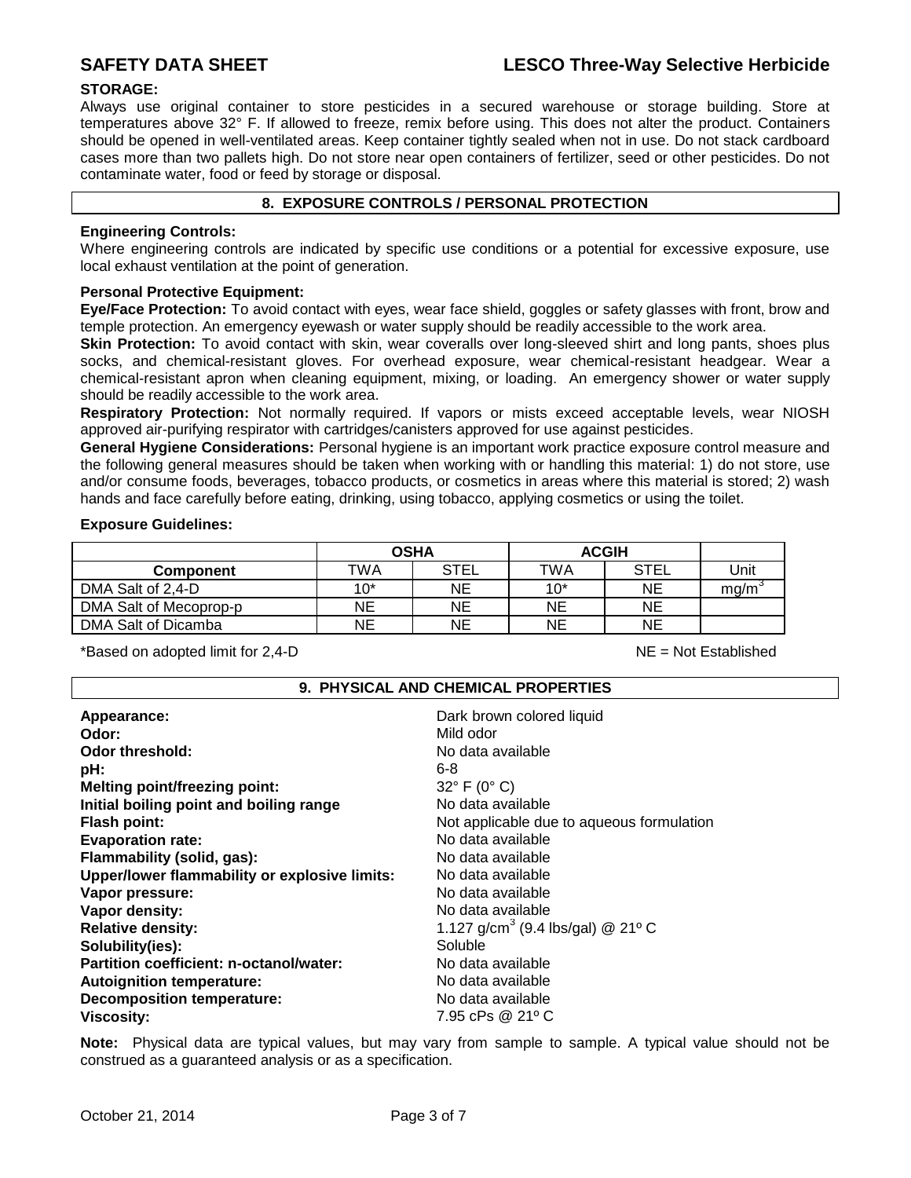**STORAGE:**

Always use original container to store pesticides in a secured warehouse or storage building. Store at temperatures above 32° F. If allowed to freeze, remix before using. This does not alter the product. Containers should be opened in well-ventilated areas. Keep container tightly sealed when not in use. Do not stack cardboard cases more than two pallets high. Do not store near open containers of fertilizer, seed or other pesticides. Do not contaminate water, food or feed by storage or disposal.

## 8. EXPOSURE CONTROLS / PERSONAL PROTECTION

**Engineering Controls:**

Where engineering controls are indicated by specific use conditions or a potential for excessive exposure, use local exhaust ventilation at the point of generation.

**Personal Protective Equipment:**

**Eye/Face Protection:** To avoid contact with eyes, wear face shield, goggles or safety glasses with front, brow and temple protection. An emergency eyewash or water supply should be readily accessible to the work area.

**Skin Protection:** To avoid contact with skin, wear coveralls over long-sleeved shirt and long pants, shoes plus socks, and chemical-resistant gloves. For overhead exposure, wear chemical-resistant headgear. Wear a chemical-resistant apron when cleaning equipment, mixing, or loading. An emergency shower or water supply should be readily accessible to the work area.

**Respiratory Protection:** Not normally required. If vapors or mists exceed acceptable levels, wear NIOSH approved air-purifying respirator with cartridges/canisters approved for use against pesticides.

**General Hygiene Considerations:** Personal hygiene is an important work practice exposure control measure and the following general measures should be taken when working with or handling this material: 1) do not store, use and/or consume foods, beverages, tobacco products, or cosmetics in areas where this material is stored; 2) wash hands and face carefully before eating, drinking, using tobacco, applying cosmetics or using the toilet.

**Exposure Guidelines:**

| | OSHA | | ACGIH | | |
|---|---|---|---|---|---|
| **Component** | TWA | STEL | TWA | STEL | Unit |
| DMA Salt of 2,4-D | 10* | NE | 10* | NE | $mg/m^3$ |
| DMA Salt of Mecoprop-p | NE | NE | NE | NE | |
| DMA Salt of Dicamba | NE | NE | NE | NE | |

*Based on adopted limit for 2,4-D NE = Not Established

## 9. PHYSICAL AND CHEMICAL PROPERTIES

| | |
|---|---|
| **Appearance:** | Dark brown colored liquid |
| **Odor:** | Mild odor |
| **Odor threshold:** | No data available |
| **pH:** | 6-8 |
| **Melting point/freezing point:** | 32° F (0° C) |
| **Initial boiling point and boiling range** | No data available |
| **Flash point:** | Not applicable due to aqueous formulation |
| **Evaporation rate:** | No data available |
| **Flammability (solid, gas):** | No data available |
| **Upper/lower flammability or explosive limits:** | No data available |
| **Vapor pressure:** | No data available |
| **Vapor density:** | No data available |
| **Relative density:** | 1.127 $g/cm^3$ (9.4 lbs/gal) @ 21º C |
| **Solubility(ies):** | Soluble |
| **Partition coefficient: n-octanol/water:** | No data available |
| **Autoignition temperature:** | No data available |
| **Decomposition temperature:** | No data available |
| **Viscosity:** | 7.95 cPs @ 21º C |

**Note:** Physical data are typical values, but may vary from sample to sample. A typical value should not be construed as a guaranteed analysis or as a specification.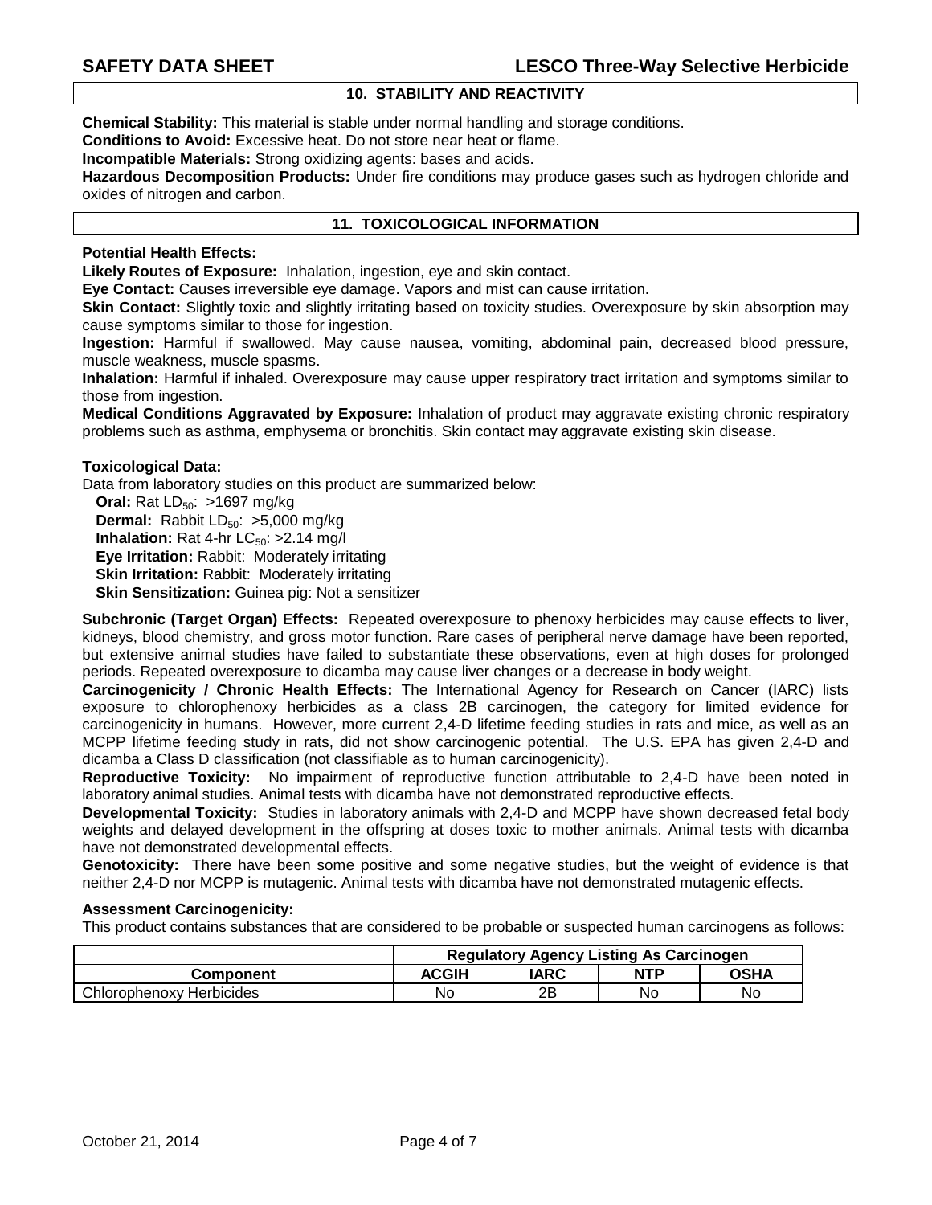## 10. STABILITY AND REACTIVITY

**Chemical Stability:** This material is stable under normal handling and storage conditions.
**Conditions to Avoid:** Excessive heat. Do not store near heat or flame.
**Incompatible Materials:** Strong oxidizing agents: bases and acids.
**Hazardous Decomposition Products:** Under fire conditions may produce gases such as hydrogen chloride and oxides of nitrogen and carbon.

## 11. TOXICOLOGICAL INFORMATION

**Potential Health Effects:**
**Likely Routes of Exposure:** Inhalation, ingestion, eye and skin contact.
**Eye Contact:** Causes irreversible eye damage. Vapors and mist can cause irritation.
**Skin Contact:** Slightly toxic and slightly irritating based on toxicity studies. Overexposure by skin absorption may cause symptoms similar to those for ingestion.
**Ingestion:** Harmful if swallowed. May cause nausea, vomiting, abdominal pain, decreased blood pressure, muscle weakness, muscle spasms.
**Inhalation:** Harmful if inhaled. Overexposure may cause upper respiratory tract irritation and symptoms similar to those from ingestion.
**Medical Conditions Aggravated by Exposure:** Inhalation of product may aggravate existing chronic respiratory problems such as asthma, emphysema or bronchitis. Skin contact may aggravate existing skin disease.

**Toxicological Data:**
Data from laboratory studies on this product are summarized below:
**Oral:** Rat $LD_{50}$: >1697 mg/kg
**Dermal:** Rabbit $LD_{50}$: >5,000 mg/kg
**Inhalation:** Rat 4-hr $LC_{50}$: >2.14 mg/l
**Eye Irritation:** Rabbit: Moderately irritating
**Skin Irritation:** Rabbit: Moderately irritating
**Skin Sensitization:** Guinea pig: Not a sensitizer

**Subchronic (Target Organ) Effects:** Repeated overexposure to phenoxy herbicides may cause effects to liver, kidneys, blood chemistry, and gross motor function. Rare cases of peripheral nerve damage have been reported, but extensive animal studies have failed to substantiate these observations, even at high doses for prolonged periods. Repeated overexposure to dicamba may cause liver changes or a decrease in body weight.
**Carcinogenicity / Chronic Health Effects:** The International Agency for Research on Cancer (IARC) lists exposure to chlorophenoxy herbicides as a class 2B carcinogen, the category for limited evidence for carcinogenicity in humans. However, more current 2,4-D lifetime feeding studies in rats and mice, as well as an MCPP lifetime feeding study in rats, did not show carcinogenic potential. The U.S. EPA has given 2,4-D and dicamba a Class D classification (not classifiable as to human carcinogenicity).
**Reproductive Toxicity:** No impairment of reproductive function attributable to 2,4-D have been noted in laboratory animal studies. Animal tests with dicamba have not demonstrated reproductive effects.
**Developmental Toxicity:** Studies in laboratory animals with 2,4-D and MCPP have shown decreased fetal body weights and delayed development in the offspring at doses toxic to mother animals. Animal tests with dicamba have not demonstrated developmental effects.
**Genotoxicity:** There have been some positive and some negative studies, but the weight of evidence is that neither 2,4-D nor MCPP is mutagenic. Animal tests with dicamba have not demonstrated mutagenic effects.

**Assessment Carcinogenicity:**
This product contains substances that are considered to be probable or suspected human carcinogens as follows:

| | Regulatory Agency Listing As Carcinogen | | | |
|---|---|---|---|---|
| **Component** | **ACGIH** | **IARC** | **NTP** | **OSHA** |
| Chlorophenoxy Herbicides | No | 2B | No | No |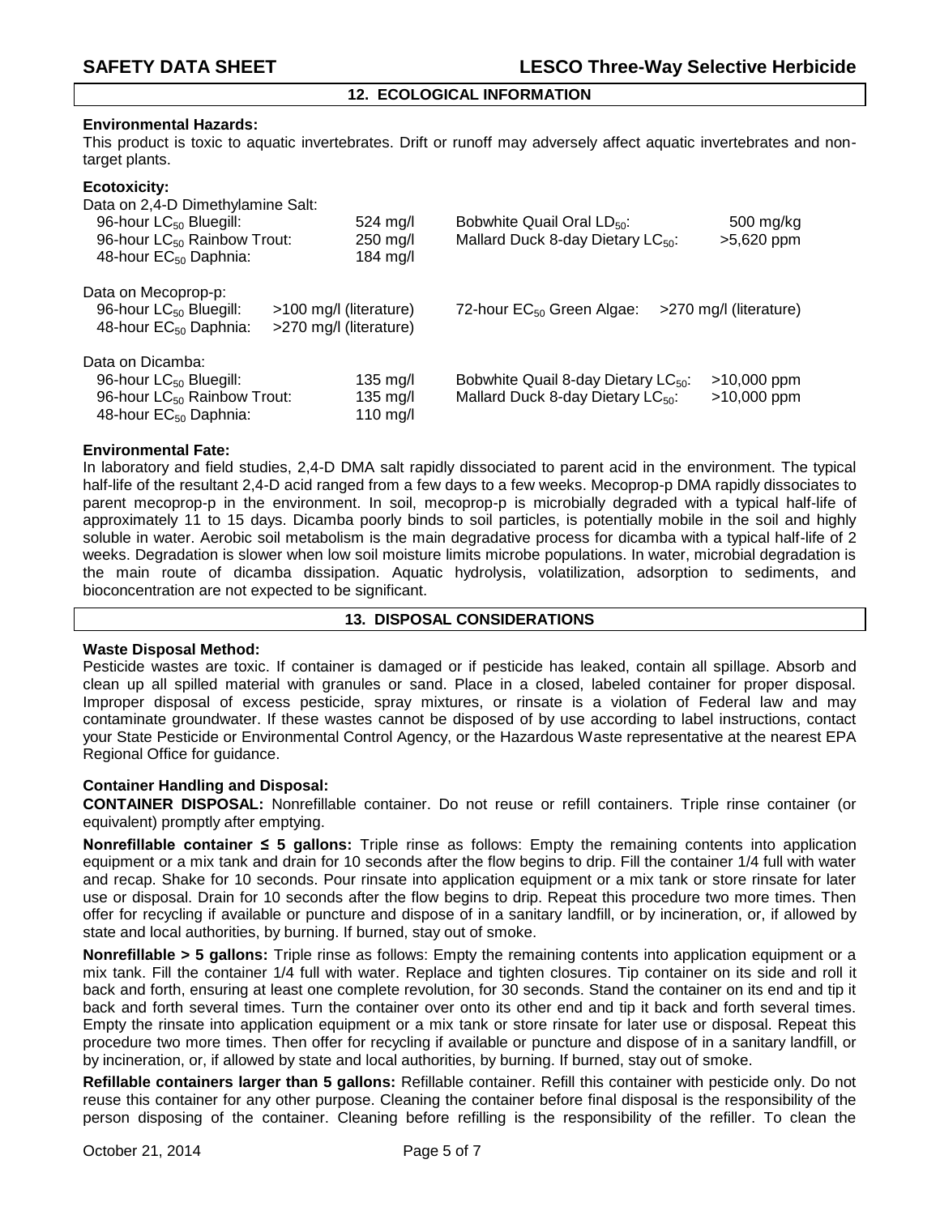## 12. ECOLOGICAL INFORMATION

**Environmental Hazards:**
This product is toxic to aquatic invertebrates. Drift or runoff may adversely affect aquatic invertebrates and non-target plants.

**Ecotoxicity:**

Data on 2,4-D Dimethylamine Salt:

| | | | |
|---|---|---|---|
| 96-hour $LC_{50}$ Bluegill: | 524 mg/l | Bobwhite Quail Oral $LD_{50}$: | 500 mg/kg |
| 96-hour $LC_{50}$ Rainbow Trout: | 250 mg/l | Mallard Duck 8-day Dietary $LC_{50}$: | >5,620 ppm |
| 48-hour $EC_{50}$ Daphnia: | 184 mg/l | | |

Data on Mecoprop-p:

| | | | |
|---|---|---|---|
| 96-hour $LC_{50}$ Bluegill: | >100 mg/l (literature) | 72-hour $EC_{50}$ Green Algae: | >270 mg/l (literature) |
| 48-hour $EC_{50}$ Daphnia: | >270 mg/l (literature) | | |

Data on Dicamba:

| | | | |
|---|---|---|---|
| 96-hour $LC_{50}$ Bluegill: | 135 mg/l | Bobwhite Quail 8-day Dietary $LC_{50}$: | >10,000 ppm |
| 96-hour $LC_{50}$ Rainbow Trout: | 135 mg/l | Mallard Duck 8-day Dietary $LC_{50}$: | >10,000 ppm |
| 48-hour $EC_{50}$ Daphnia: | 110 mg/l | | |

**Environmental Fate:**
In laboratory and field studies, 2,4-D DMA salt rapidly dissociated to parent acid in the environment. The typical half-life of the resultant 2,4-D acid ranged from a few days to a few weeks. Mecoprop-p DMA rapidly dissociates to parent mecoprop-p in the environment. In soil, mecoprop-p is microbially degraded with a typical half-life of approximately 11 to 15 days. Dicamba poorly binds to soil particles, is potentially mobile in the soil and highly soluble in water. Aerobic soil metabolism is the main degradative process for dicamba with a typical half-life of 2 weeks. Degradation is slower when low soil moisture limits microbe populations. In water, microbial degradation is the main route of dicamba dissipation. Aquatic hydrolysis, volatilization, adsorption to sediments, and bioconcentration are not expected to be significant.

## 13. DISPOSAL CONSIDERATIONS

**Waste Disposal Method:**
Pesticide wastes are toxic. If container is damaged or if pesticide has leaked, contain all spillage. Absorb and clean up all spilled material with granules or sand. Place in a closed, labeled container for proper disposal. Improper disposal of excess pesticide, spray mixtures, or rinsate is a violation of Federal law and may contaminate groundwater. If these wastes cannot be disposed of by use according to label instructions, contact your State Pesticide or Environmental Control Agency, or the Hazardous Waste representative at the nearest EPA Regional Office for guidance.

**Container Handling and Disposal:**

**CONTAINER DISPOSAL:** Nonrefillable container. Do not reuse or refill containers. Triple rinse container (or equivalent) promptly after emptying.

**Nonrefillable container ≤ 5 gallons:** Triple rinse as follows: Empty the remaining contents into application equipment or a mix tank and drain for 10 seconds after the flow begins to drip. Fill the container 1/4 full with water and recap. Shake for 10 seconds. Pour rinsate into application equipment or a mix tank or store rinsate for later use or disposal. Drain for 10 seconds after the flow begins to drip. Repeat this procedure two more times. Then offer for recycling if available or puncture and dispose of in a sanitary landfill, or by incineration, or, if allowed by state and local authorities, by burning. If burned, stay out of smoke.

**Nonrefillable > 5 gallons:** Triple rinse as follows: Empty the remaining contents into application equipment or a mix tank. Fill the container 1/4 full with water. Replace and tighten closures. Tip container on its side and roll it back and forth, ensuring at least one complete revolution, for 30 seconds. Stand the container on its end and tip it back and forth several times. Turn the container over onto its other end and tip it back and forth several times. Empty the rinsate into application equipment or a mix tank or store rinsate for later use or disposal. Repeat this procedure two more times. Then offer for recycling if available or puncture and dispose of in a sanitary landfill, or by incineration, or, if allowed by state and local authorities, by burning. If burned, stay out of smoke.

**Refillable containers larger than 5 gallons:** Refillable container. Refill this container with pesticide only. Do not reuse this container for any other purpose. Cleaning the container before final disposal is the responsibility of the person disposing of the container. Cleaning before refilling is the responsibility of the refiller. To clean the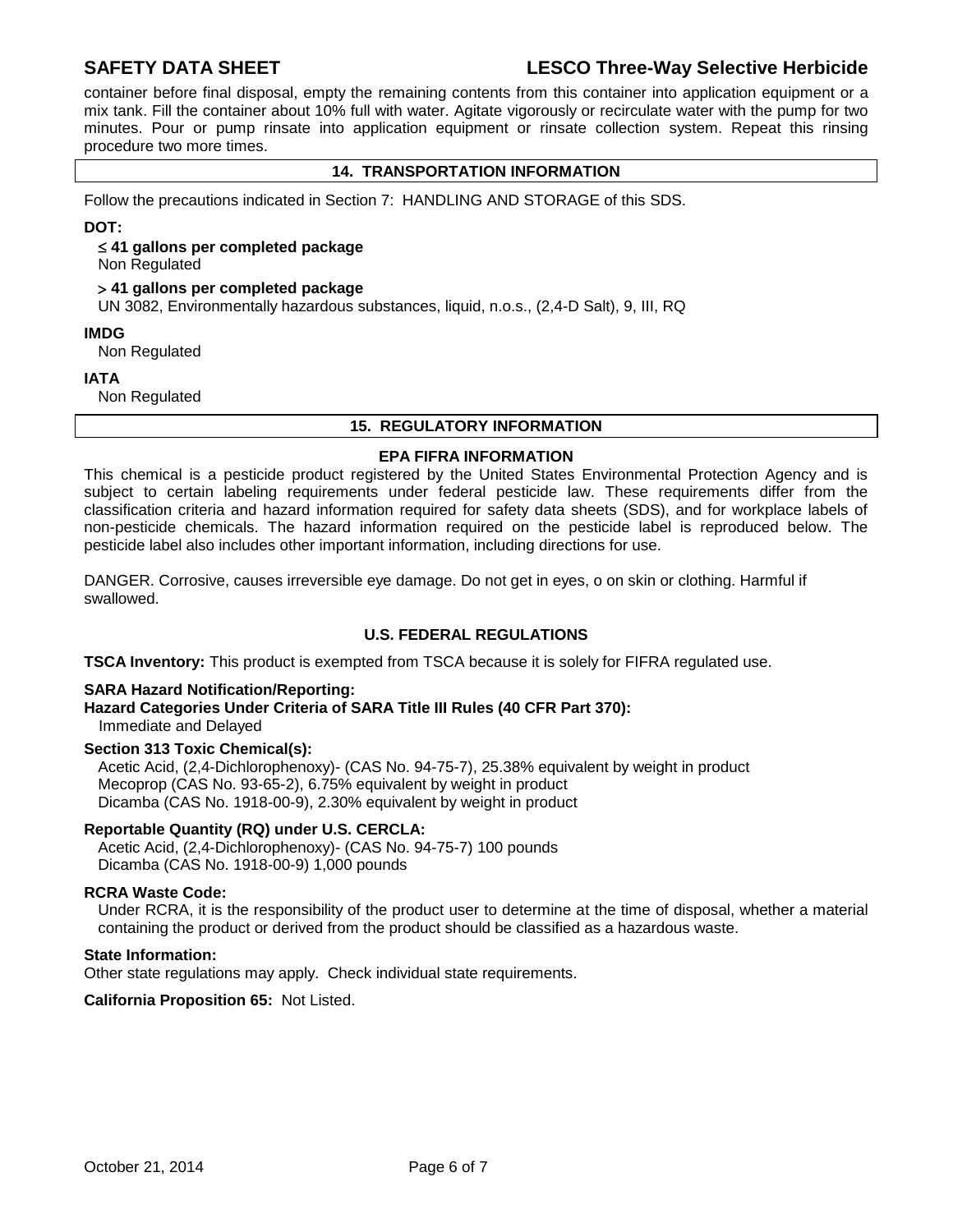container before final disposal, empty the remaining contents from this container into application equipment or a mix tank. Fill the container about 10% full with water. Agitate vigorously or recirculate water with the pump for two minutes. Pour or pump rinsate into application equipment or rinsate collection system. Repeat this rinsing procedure two more times.

## 14. TRANSPORTATION INFORMATION

Follow the precautions indicated in Section 7: HANDLING AND STORAGE of this SDS.

**DOT:**

**≤ 41 gallons per completed package**
Non Regulated

**> 41 gallons per completed package**
UN 3082, Environmentally hazardous substances, liquid, n.o.s., (2,4-D Salt), 9, III, RQ

**IMDG**
Non Regulated

**IATA**
Non Regulated

## 15. REGULATORY INFORMATION

### EPA FIFRA INFORMATION

This chemical is a pesticide product registered by the United States Environmental Protection Agency and is subject to certain labeling requirements under federal pesticide law. These requirements differ from the classification criteria and hazard information required for safety data sheets (SDS), and for workplace labels of non-pesticide chemicals. The hazard information required on the pesticide label is reproduced below. The pesticide label also includes other important information, including directions for use.

DANGER. Corrosive, causes irreversible eye damage. Do not get in eyes, o on skin or clothing. Harmful if swallowed.

### U.S. FEDERAL REGULATIONS

**TSCA Inventory:** This product is exempted from TSCA because it is solely for FIFRA regulated use.

**SARA Hazard Notification/Reporting:**
**Hazard Categories Under Criteria of SARA Title III Rules (40 CFR Part 370):**
Immediate and Delayed

**Section 313 Toxic Chemical(s):**
Acetic Acid, (2,4-Dichlorophenoxy)- (CAS No. 94-75-7), 25.38% equivalent by weight in product
Mecoprop (CAS No. 93-65-2), 6.75% equivalent by weight in product
Dicamba (CAS No. 1918-00-9), 2.30% equivalent by weight in product

**Reportable Quantity (RQ) under U.S. CERCLA:**
Acetic Acid, (2,4-Dichlorophenoxy)- (CAS No. 94-75-7) 100 pounds
Dicamba (CAS No. 1918-00-9) 1,000 pounds

**RCRA Waste Code:**
Under RCRA, it is the responsibility of the product user to determine at the time of disposal, whether a material containing the product or derived from the product should be classified as a hazardous waste.

**State Information:**
Other state regulations may apply. Check individual state requirements.

**California Proposition 65:** Not Listed.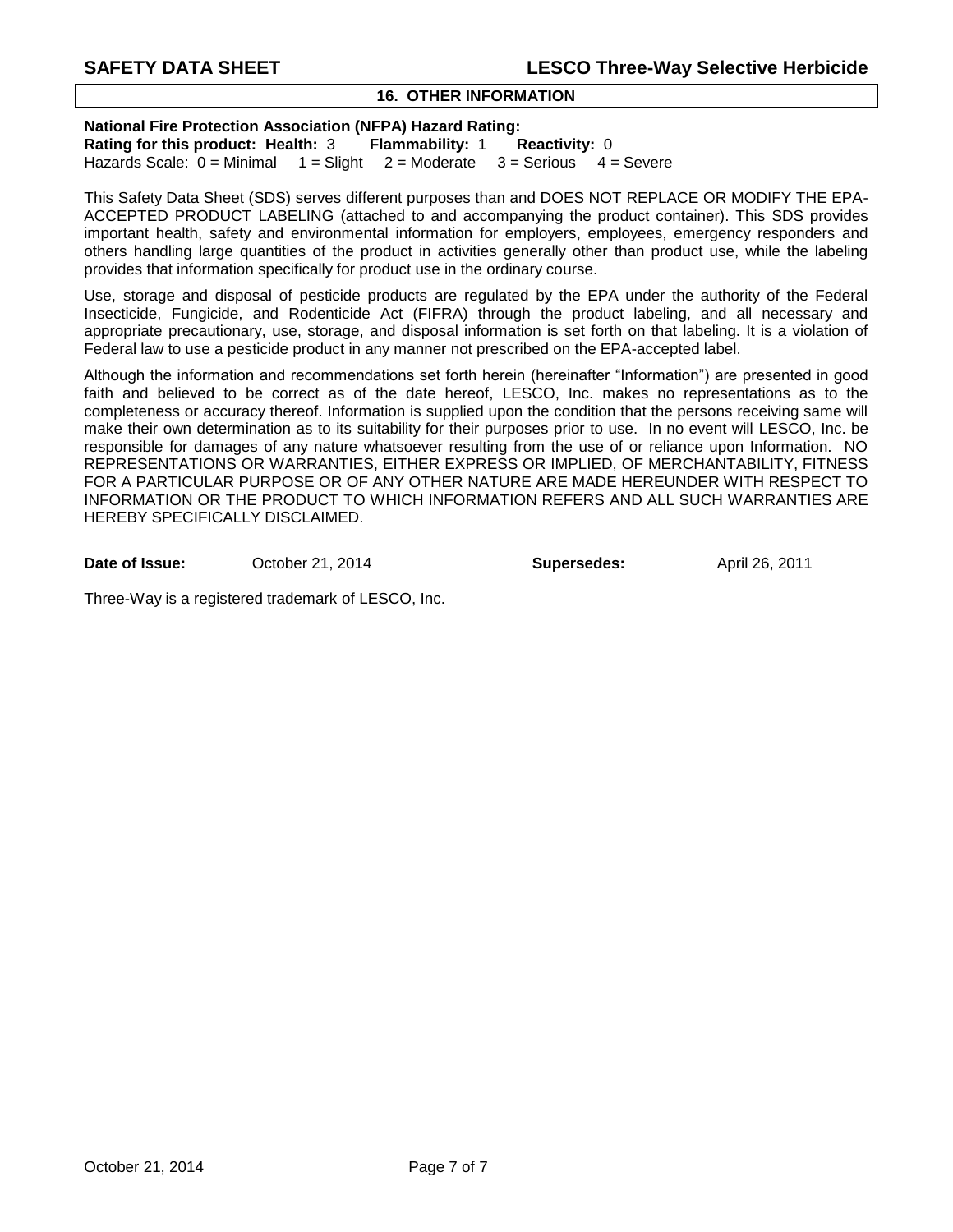## 16. OTHER INFORMATION

**National Fire Protection Association (NFPA) Hazard Rating:**
**Rating for this product: Health:** 3 **Flammability:** 1 **Reactivity:** 0
Hazards Scale: 0 = Minimal 1 = Slight 2 = Moderate 3 = Serious 4 = Severe

This Safety Data Sheet (SDS) serves different purposes than and DOES NOT REPLACE OR MODIFY THE EPA-ACCEPTED PRODUCT LABELING (attached to and accompanying the product container). This SDS provides important health, safety and environmental information for employers, employees, emergency responders and others handling large quantities of the product in activities generally other than product use, while the labeling provides that information specifically for product use in the ordinary course.

Use, storage and disposal of pesticide products are regulated by the EPA under the authority of the Federal Insecticide, Fungicide, and Rodenticide Act (FIFRA) through the product labeling, and all necessary and appropriate precautionary, use, storage, and disposal information is set forth on that labeling. It is a violation of Federal law to use a pesticide product in any manner not prescribed on the EPA-accepted label.

Although the information and recommendations set forth herein (hereinafter "Information") are presented in good faith and believed to be correct as of the date hereof, LESCO, Inc. makes no representations as to the completeness or accuracy thereof. Information is supplied upon the condition that the persons receiving same will make their own determination as to its suitability for their purposes prior to use. In no event will LESCO, Inc. be responsible for damages of any nature whatsoever resulting from the use of or reliance upon Information. NO REPRESENTATIONS OR WARRANTIES, EITHER EXPRESS OR IMPLIED, OF MERCHANTABILITY, FITNESS FOR A PARTICULAR PURPOSE OR OF ANY OTHER NATURE ARE MADE HEREUNDER WITH RESPECT TO INFORMATION OR THE PRODUCT TO WHICH INFORMATION REFERS AND ALL SUCH WARRANTIES ARE HEREBY SPECIFICALLY DISCLAIMED.

**Date of Issue:** October 21, 2014 **Supersedes:** April 26, 2011

Three-Way is a registered trademark of LESCO, Inc.